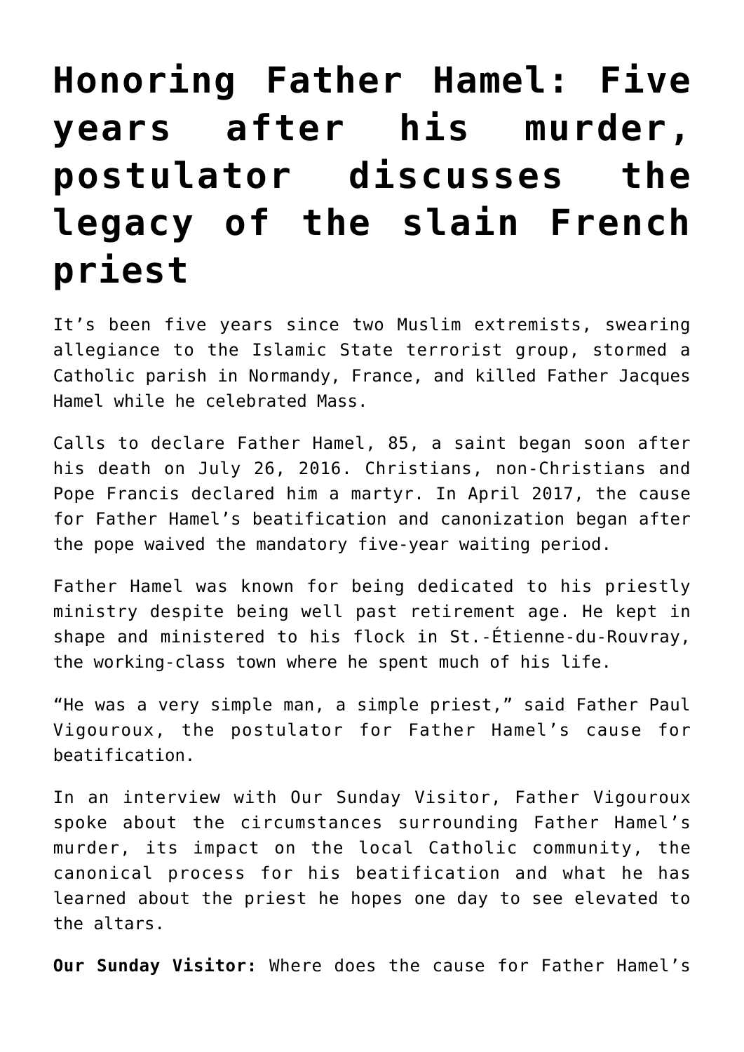# Honoring Father Hamel: Five years after his murder, postulator discusses the legacy of the slain French priest

It's been five years since two Muslim extremists, swearing allegiance to the Islamic State terrorist group, stormed a Catholic parish in Normandy, France, and killed Father Jacques Hamel while he celebrated Mass.

Calls to declare Father Hamel, 85, a saint began soon after his death on July 26, 2016. Christians, non-Christians and Pope Francis declared him a martyr. In April 2017, the cause for Father Hamel's beatification and canonization began after the pope waived the mandatory five-year waiting period.

Father Hamel was known for being dedicated to his priestly ministry despite being well past retirement age. He kept in shape and ministered to his flock in St.-Étienne-du-Rouvray, the working-class town where he spent much of his life.

"He was a very simple man, a simple priest," said Father Paul Vigouroux, the postulator for Father Hamel's cause for beatification.

In an interview with Our Sunday Visitor, Father Vigouroux spoke about the circumstances surrounding Father Hamel's murder, its impact on the local Catholic community, the canonical process for his beatification and what he has learned about the priest he hopes one day to see elevated to the altars.

**Our Sunday Visitor:** Where does the cause for Father Hamel's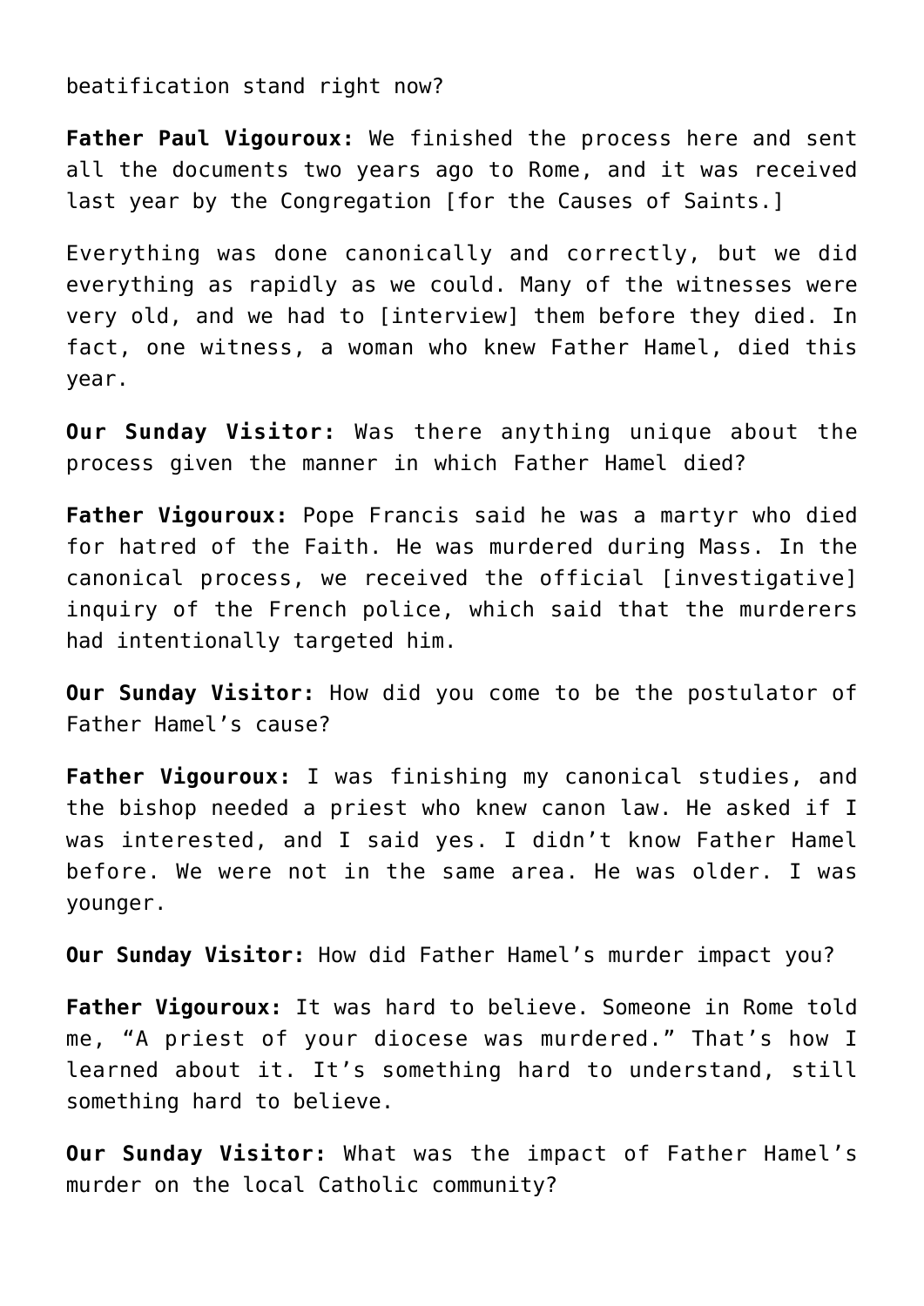beatification stand right now?

**Father Paul Vigouroux:** We finished the process here and sent all the documents two years ago to Rome, and it was received last year by the Congregation [for the Causes of Saints.]

Everything was done canonically and correctly, but we did everything as rapidly as we could. Many of the witnesses were very old, and we had to [interview] them before they died. In fact, one witness, a woman who knew Father Hamel, died this year.

**Our Sunday Visitor:** Was there anything unique about the process given the manner in which Father Hamel died?

**Father Vigouroux:** Pope Francis said he was a martyr who died for hatred of the Faith. He was murdered during Mass. In the canonical process, we received the official [investigative] inquiry of the French police, which said that the murderers had intentionally targeted him.

**Our Sunday Visitor:** How did you come to be the postulator of Father Hamel's cause?

**Father Vigouroux:** I was finishing my canonical studies, and the bishop needed a priest who knew canon law. He asked if I was interested, and I said yes. I didn't know Father Hamel before. We were not in the same area. He was older. I was younger.

**Our Sunday Visitor:** How did Father Hamel's murder impact you?

**Father Vigouroux:** It was hard to believe. Someone in Rome told me, "A priest of your diocese was murdered." That's how I learned about it. It's something hard to understand, still something hard to believe.

**Our Sunday Visitor:** What was the impact of Father Hamel's murder on the local Catholic community?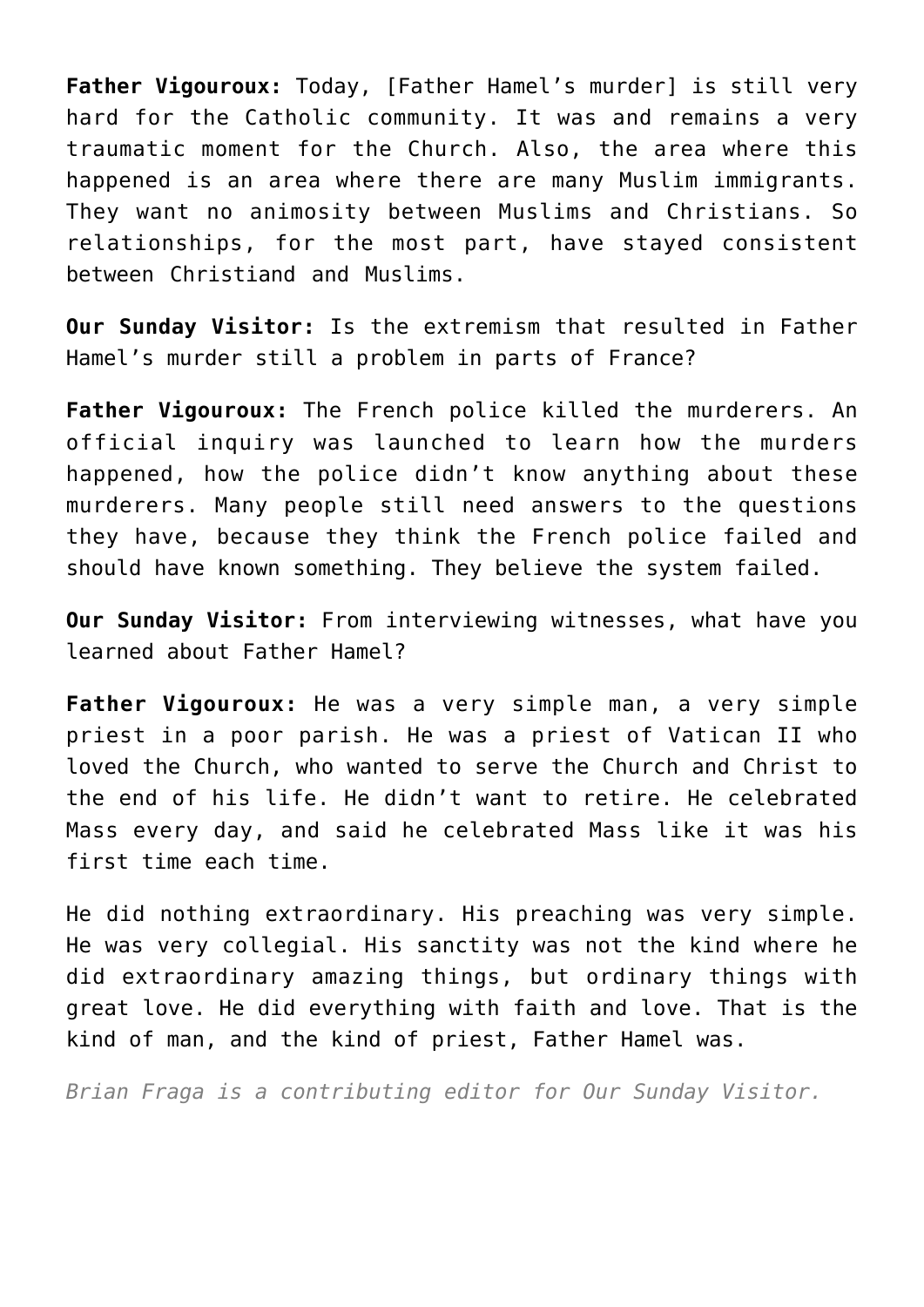**Father Vigouroux:** Today, [Father Hamel's murder] is still very hard for the Catholic community. It was and remains a very traumatic moment for the Church. Also, the area where this happened is an area where there are many Muslim immigrants. They want no animosity between Muslims and Christians. So relationships, for the most part, have stayed consistent between Christiand and Muslims.

**Our Sunday Visitor:** Is the extremism that resulted in Father Hamel's murder still a problem in parts of France?

**Father Vigouroux:** The French police killed the murderers. An official inquiry was launched to learn how the murders happened, how the police didn't know anything about these murderers. Many people still need answers to the questions they have, because they think the French police failed and should have known something. They believe the system failed.

**Our Sunday Visitor:** From interviewing witnesses, what have you learned about Father Hamel?

**Father Vigouroux:** He was a very simple man, a very simple priest in a poor parish. He was a priest of Vatican II who loved the Church, who wanted to serve the Church and Christ to the end of his life. He didn't want to retire. He celebrated Mass every day, and said he celebrated Mass like it was his first time each time.

He did nothing extraordinary. His preaching was very simple. He was very collegial. His sanctity was not the kind where he did extraordinary amazing things, but ordinary things with great love. He did everything with faith and love. That is the kind of man, and the kind of priest, Father Hamel was.

*Brian Fraga is a contributing editor for Our Sunday Visitor.*